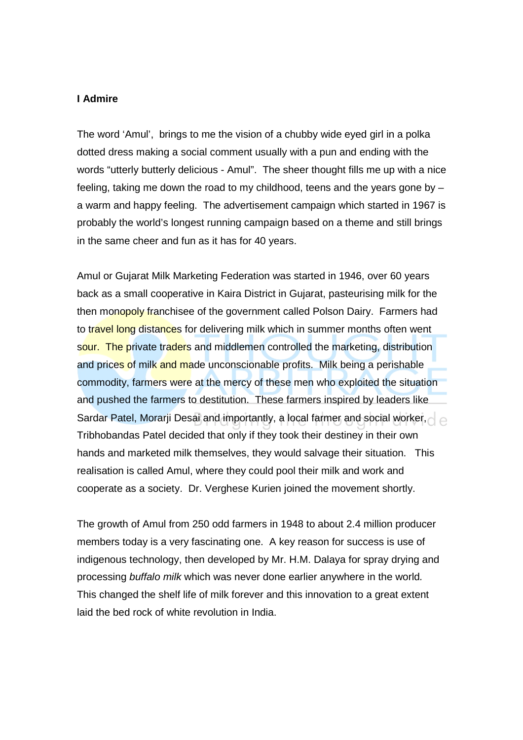**I Admire**

The word 'Amul', brings to me the vision of a chubby wide eyed girl in a polka dotted dress making a social comment usually with a pun and ending with the words "utterly butterly delicious - Amul". The sheer thought fills me up with a nice feeling, taking me down the road to my childhood, teens and the years gone by – a warm and happy feeling. The advertisement campaign which started in 1967 is probably the world's longest running campaign based on a theme and still brings in the same cheer and fun as it has for 40 years.

Amul or Gujarat Milk Marketing Federation was started in 1946, over 60 years back as a small cooperative in Kaira District in Gujarat, pasteurising milk for the then monopoly franchisee of the government called Polson Dairy. Farmers had to travel long distances for delivering milk which in summer months often went sour. The private traders and middlemen controlled the marketing, distribution and prices of milk and made unconscionable profits. Milk being a perishable commodity, farmers were at the mercy of these men who exploited the situation and pushed the farmers to destitution. These farmers inspired by leaders like Sardar Patel, Morarji Desai and importantly, a local farmer and social worker, Tribhobandas Patel decided that only if they took their destiney in their own hands and marketed milk themselves, they would salvage their situation. This realisation is called Amul, where they could pool their milk and work and cooperate as a society. Dr. Verghese Kurien joined the movement shortly.

The growth of Amul from 250 odd farmers in 1948 to about 2.4 million producer members today is a very fascinating one. A key reason for success is use of indigenous technology, then developed by Mr. H.M. Dalaya for spray drying and processing *buffalo milk* which was never done earlier anywhere in the world. This changed the shelf life of milk forever and this innovation to a great extent laid the bed rock of white revolution in India.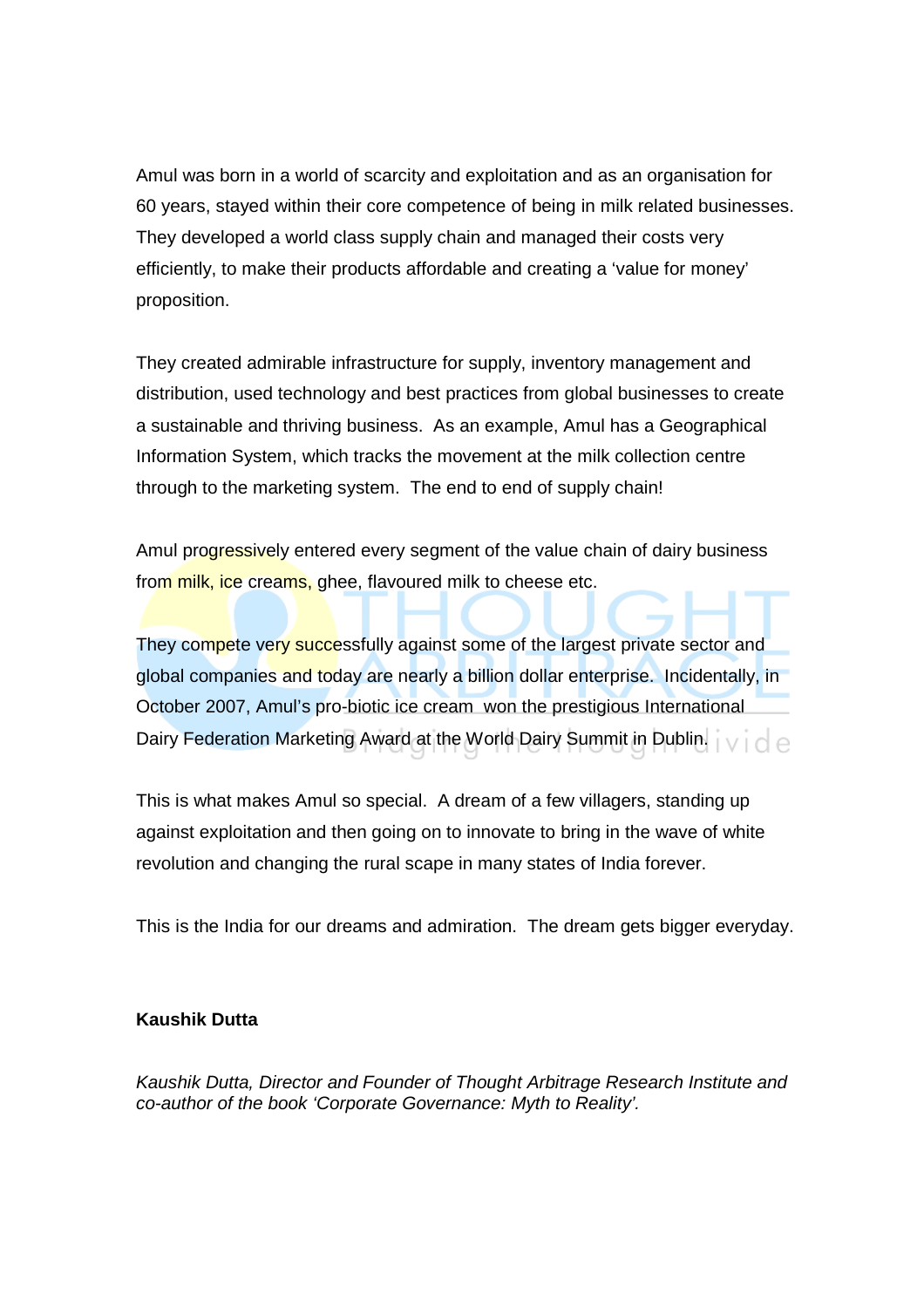Amul was born in a world of scarcity and exploitation and as an organisation for 60 years, stayed within their core competence of being in milk related businesses. They developed a world class supply chain and managed their costs very efficiently, to make their products affordable and creating a 'value for money' proposition.

They created admirable infrastructure for supply, inventory management and distribution, used technology and best practices from global businesses to create a sustainable and thriving business. As an example, Amul has a Geographical Information System, which tracks the movement at the milk collection centre through to the marketing system. The end to end of supply chain!

Amul progressively entered every segment of the value chain of dairy business from milk, ice creams, ghee, flavoured milk to cheese etc.

They compete very successfully against some of the largest private sector and global companies and today are nearly a billion dollar enterprise. Incidentally, in October 2007, Amul's pro-biotic ice cream won the prestigious International Dairy Federation Marketing Award at the World Dairy Summit in Dublin.

This is what makes Amul so special. A dream of a few villagers, standing up against exploitation and then going on to innovate to bring in the wave of white revolution and changing the rural scape in many states of India forever.

This is the India for our dreams and admiration. The dream gets bigger everyday.

**Kaushik Dutta**

*Kaushik Dutta, Director and Founder of Thought Arbitrage Research Institute and co-author of the book 'Corporate Governance: Myth to Reality'.*